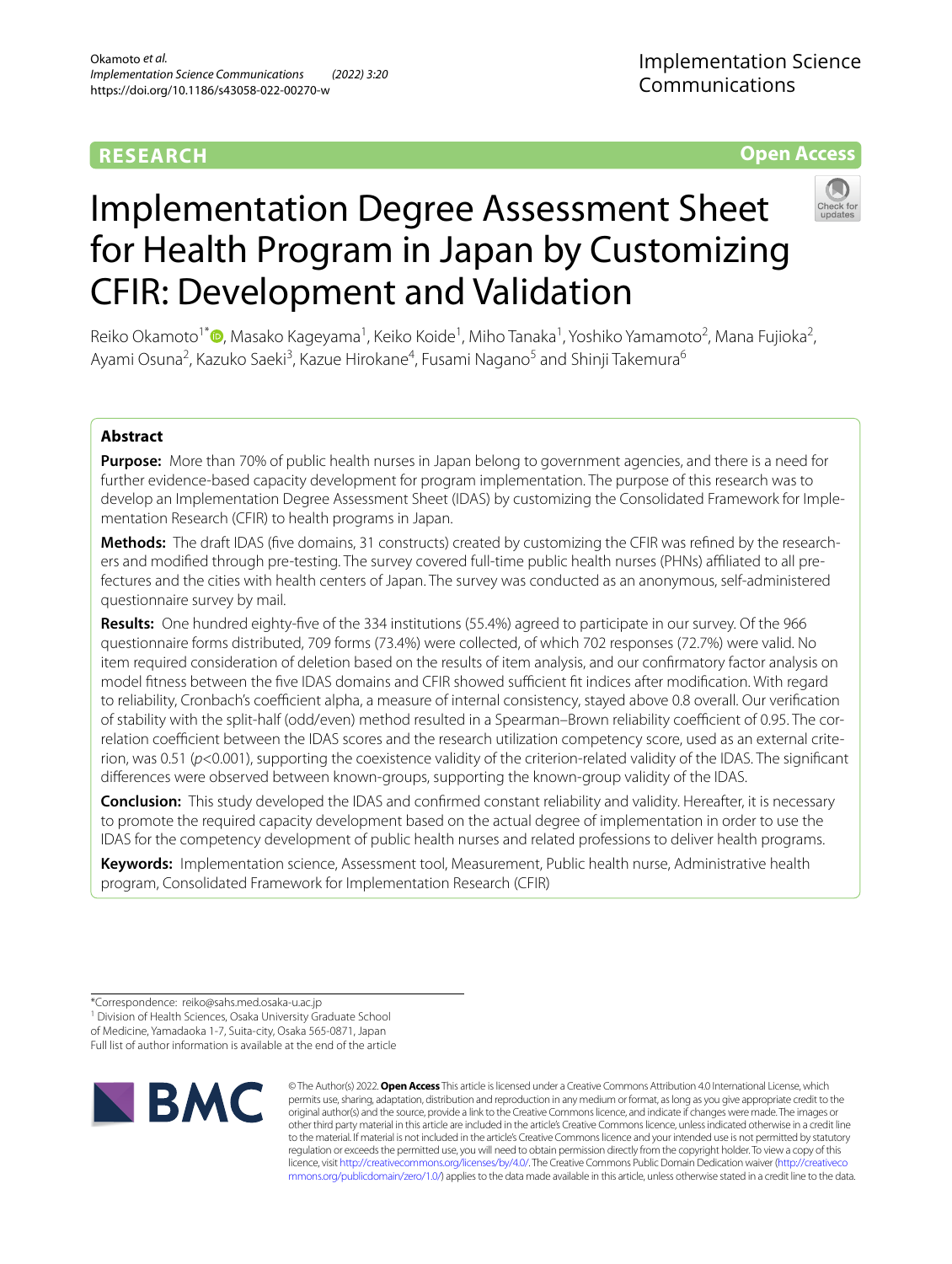RESEARCH

Open Access

# Implementation Degree Assessment Sheet for Health Program in Japan by Customizing CFIR: Development and Validation

Reiko Okamoto[1*], Masako Kageyama[1], Keiko Koide[1], Miho Tanaka[1], Yoshiko Yamamoto[2], Mana Fujioka[2], Ayami Osuna[2], Kazuko Saeki[3], Kazue Hirokane[4], Fusami Nagano[5] and Shinji Takemura[6]

## Abstract

**Purpose:** More than 70% of public health nurses in Japan belong to government agencies, and there is a need for further evidence-based capacity development for program implementation. The purpose of this research was to develop an Implementation Degree Assessment Sheet (IDAS) by customizing the Consolidated Framework for Implementation Research (CFIR) to health programs in Japan.

**Methods:** The draft IDAS (five domains, 31 constructs) created by customizing the CFIR was refined by the researchers and modified through pre-testing. The survey covered full-time public health nurses (PHNs) affiliated to all prefectures and the cities with health centers of Japan. The survey was conducted as an anonymous, self-administered questionnaire survey by mail.

**Results:** One hundred eighty-five of the 334 institutions (55.4%) agreed to participate in our survey. Of the 966 questionnaire forms distributed, 709 forms (73.4%) were collected, of which 702 responses (72.7%) were valid. No item required consideration of deletion based on the results of item analysis, and our confirmatory factor analysis on model fitness between the five IDAS domains and CFIR showed sufficient fit indices after modification. With regard to reliability, Cronbach's coefficient alpha, a measure of internal consistency, stayed above 0.8 overall. Our verification of stability with the split-half (odd/even) method resulted in a Spearman–Brown reliability coefficient of 0.95. The correlation coefficient between the IDAS scores and the research utilization competency score, used as an external criterion, was 0.51 ($p<0.001$), supporting the coexistence validity of the criterion-related validity of the IDAS. The significant differences were observed between known-groups, supporting the known-group validity of the IDAS.

**Conclusion:** This study developed the IDAS and confirmed constant reliability and validity. Hereafter, it is necessary to promote the required capacity development based on the actual degree of implementation in order to use the IDAS for the competency development of public health nurses and related professions to deliver health programs.

**Keywords:** Implementation science, Assessment tool, Measurement, Public health nurse, Administrative health program, Consolidated Framework for Implementation Research (CFIR)

*Correspondence: reiko@sahs.med.osaka-u.ac.jp

[1] Division of Health Sciences, Osaka University Graduate School of Medicine, Yamadaoka 1-7, Suita-city, Osaka 565-0871, Japan

Full list of author information is available at the end of the article

© The Author(s) 2022. **Open Access** This article is licensed under a Creative Commons Attribution 4.0 International License, which permits use, sharing, adaptation, distribution and reproduction in any medium or format, as long as you give appropriate credit to the original author(s) and the source, provide a link to the Creative Commons licence, and indicate if changes were made. The images or other third party material in this article are included in the article's Creative Commons licence, unless indicated otherwise in a credit line to the material. If material is not included in the article's Creative Commons licence and your intended use is not permitted by statutory regulation or exceeds the permitted use, you will need to obtain permission directly from the copyright holder. To view a copy of this licence, visit http://creativecommons.org/licenses/by/4.0/. The Creative Commons Public Domain Dedication waiver (http://creativecommons.org/publicdomain/zero/1.0/) applies to the data made available in this article, unless otherwise stated in a credit line to the data.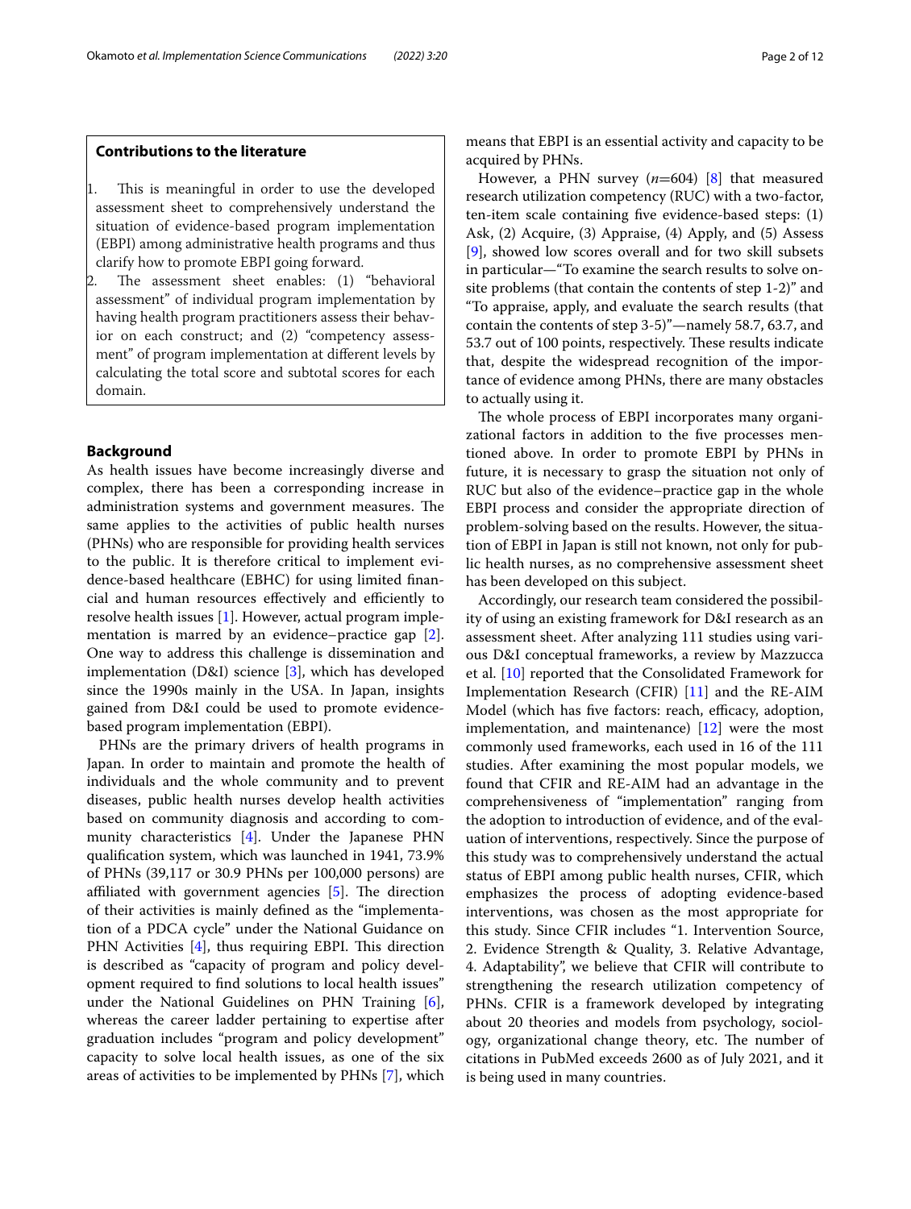### Contributions to the literature

1. This is meaningful in order to use the developed assessment sheet to comprehensively understand the situation of evidence-based program implementation (EBPI) among administrative health programs and thus clarify how to promote EBPI going forward.
2. The assessment sheet enables: (1) "behavioral assessment" of individual program implementation by having health program practitioners assess their behavior on each construct; and (2) "competency assessment" of program implementation at different levels by calculating the total score and subtotal scores for each domain.

## Background

As health issues have become increasingly diverse and complex, there has been a corresponding increase in administration systems and government measures. The same applies to the activities of public health nurses (PHNs) who are responsible for providing health services to the public. It is therefore critical to implement evidence-based healthcare (EBHC) for using limited financial and human resources effectively and efficiently to resolve health issues [1]. However, actual program implementation is marred by an evidence–practice gap [2]. One way to address this challenge is dissemination and implementation (D&I) science [3], which has developed since the 1990s mainly in the USA. In Japan, insights gained from D&I could be used to promote evidence-based program implementation (EBPI).

PHNs are the primary drivers of health programs in Japan. In order to maintain and promote the health of individuals and the whole community and to prevent diseases, public health nurses develop health activities based on community diagnosis and according to community characteristics [4]. Under the Japanese PHN qualification system, which was launched in 1941, 73.9% of PHNs (39,117 or 30.9 PHNs per 100,000 persons) are affiliated with government agencies [5]. The direction of their activities is mainly defined as the "implementation of a PDCA cycle" under the National Guidance on PHN Activities [4], thus requiring EBPI. This direction is described as "capacity of program and policy development required to find solutions to local health issues" under the National Guidelines on PHN Training [6], whereas the career ladder pertaining to expertise after graduation includes "program and policy development" capacity to solve local health issues, as one of the six areas of activities to be implemented by PHNs [7], which means that EBPI is an essential activity and capacity to be acquired by PHNs.

However, a PHN survey ($n$=604) [8] that measured research utilization competency (RUC) with a two-factor, ten-item scale containing five evidence-based steps: (1) Ask, (2) Acquire, (3) Appraise, (4) Apply, and (5) Assess [9], showed low scores overall and for two skill subsets in particular—"To examine the search results to solve on-site problems (that contain the contents of step 1-2)" and "To appraise, apply, and evaluate the search results (that contain the contents of step 3-5)"—namely 58.7, 63.7, and 53.7 out of 100 points, respectively. These results indicate that, despite the widespread recognition of the importance of evidence among PHNs, there are many obstacles to actually using it.

The whole process of EBPI incorporates many organizational factors in addition to the five processes mentioned above. In order to promote EBPI by PHNs in future, it is necessary to grasp the situation not only of RUC but also of the evidence–practice gap in the whole EBPI process and consider the appropriate direction of problem-solving based on the results. However, the situation of EBPI in Japan is still not known, not only for public health nurses, as no comprehensive assessment sheet has been developed on this subject.

Accordingly, our research team considered the possibility of using an existing framework for D&I research as an assessment sheet. After analyzing 111 studies using various D&I conceptual frameworks, a review by Mazzucca et al. [10] reported that the Consolidated Framework for Implementation Research (CFIR) [11] and the RE-AIM Model (which has five factors: reach, efficacy, adoption, implementation, and maintenance) [12] were the most commonly used frameworks, each used in 16 of the 111 studies. After examining the most popular models, we found that CFIR and RE-AIM had an advantage in the comprehensiveness of "implementation" ranging from the adoption to introduction of evidence, and of the evaluation of interventions, respectively. Since the purpose of this study was to comprehensively understand the actual status of EBPI among public health nurses, CFIR, which emphasizes the process of adopting evidence-based interventions, was chosen as the most appropriate for this study. Since CFIR includes "1. Intervention Source, 2. Evidence Strength & Quality, 3. Relative Advantage, 4. Adaptability", we believe that CFIR will contribute to strengthening the research utilization competency of PHNs. CFIR is a framework developed by integrating about 20 theories and models from psychology, sociology, organizational change theory, etc. The number of citations in PubMed exceeds 2600 as of July 2021, and it is being used in many countries.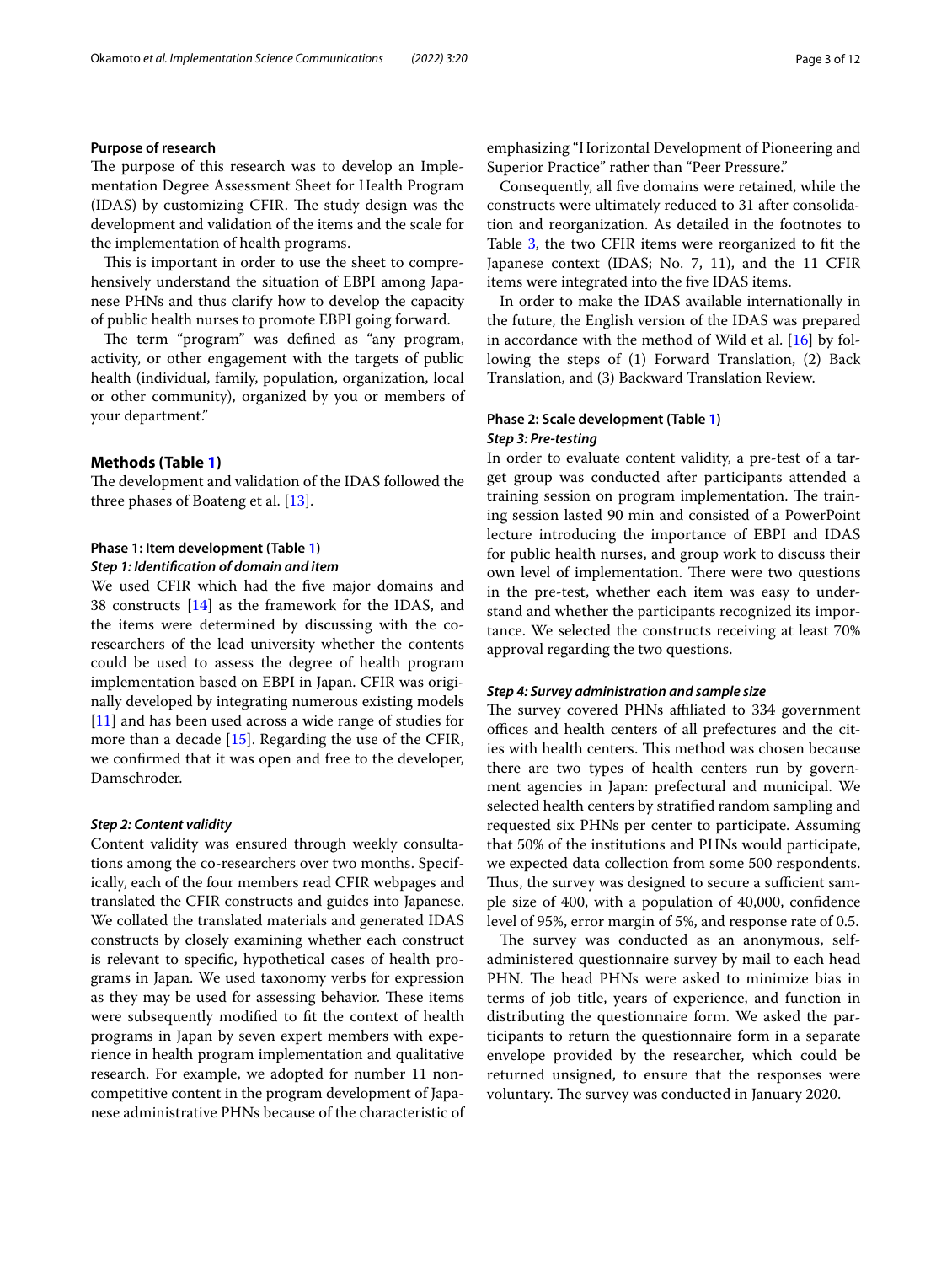### Purpose of research

The purpose of this research was to develop an Implementation Degree Assessment Sheet for Health Program (IDAS) by customizing CFIR. The study design was the development and validation of the items and the scale for the implementation of health programs.

This is important in order to use the sheet to comprehensively understand the situation of EBPI among Japanese PHNs and thus clarify how to develop the capacity of public health nurses to promote EBPI going forward.

The term "program" was defined as "any program, activity, or other engagement with the targets of public health (individual, family, population, organization, local or other community), organized by you or members of your department."

## Methods (Table 1)

The development and validation of the IDAS followed the three phases of Boateng et al. [13].

### Phase 1: Item development (Table 1)

#### *Step 1: Identification of domain and item*

We used CFIR which had the five major domains and 38 constructs [14] as the framework for the IDAS, and the items were determined by discussing with the co-researchers of the lead university whether the contents could be used to assess the degree of health program implementation based on EBPI in Japan. CFIR was originally developed by integrating numerous existing models [11] and has been used across a wide range of studies for more than a decade [15]. Regarding the use of the CFIR, we confirmed that it was open and free to the developer, Damschroder.

#### *Step 2: Content validity*

Content validity was ensured through weekly consultations among the co-researchers over two months. Specifically, each of the four members read CFIR webpages and translated the CFIR constructs and guides into Japanese. We collated the translated materials and generated IDAS constructs by closely examining whether each construct is relevant to specific, hypothetical cases of health programs in Japan. We used taxonomy verbs for expression as they may be used for assessing behavior. These items were subsequently modified to fit the context of health programs in Japan by seven expert members with experience in health program implementation and qualitative research. For example, we adopted for number 11 non-competitive content in the program development of Japanese administrative PHNs because of the characteristic of emphasizing "Horizontal Development of Pioneering and Superior Practice" rather than "Peer Pressure."

Consequently, all five domains were retained, while the constructs were ultimately reduced to 31 after consolidation and reorganization. As detailed in the footnotes to Table 3, the two CFIR items were reorganized to fit the Japanese context (IDAS; No. 7, 11), and the 11 CFIR items were integrated into the five IDAS items.

In order to make the IDAS available internationally in the future, the English version of the IDAS was prepared in accordance with the method of Wild et al. [16] by following the steps of (1) Forward Translation, (2) Back Translation, and (3) Backward Translation Review.

### Phase 2: Scale development (Table 1)

#### *Step 3: Pre-testing*

In order to evaluate content validity, a pre-test of a target group was conducted after participants attended a training session on program implementation. The training session lasted 90 min and consisted of a PowerPoint lecture introducing the importance of EBPI and IDAS for public health nurses, and group work to discuss their own level of implementation. There were two questions in the pre-test, whether each item was easy to understand and whether the participants recognized its importance. We selected the constructs receiving at least 70% approval regarding the two questions.

#### *Step 4: Survey administration and sample size*

The survey covered PHNs affiliated to 334 government offices and health centers of all prefectures and the cities with health centers. This method was chosen because there are two types of health centers run by government agencies in Japan: prefectural and municipal. We selected health centers by stratified random sampling and requested six PHNs per center to participate. Assuming that 50% of the institutions and PHNs would participate, we expected data collection from some 500 respondents. Thus, the survey was designed to secure a sufficient sample size of 400, with a population of 40,000, confidence level of 95%, error margin of 5%, and response rate of 0.5.

The survey was conducted as an anonymous, self-administered questionnaire survey by mail to each head PHN. The head PHNs were asked to minimize bias in terms of job title, years of experience, and function in distributing the questionnaire form. We asked the participants to return the questionnaire form in a separate envelope provided by the researcher, which could be returned unsigned, to ensure that the responses were voluntary. The survey was conducted in January 2020.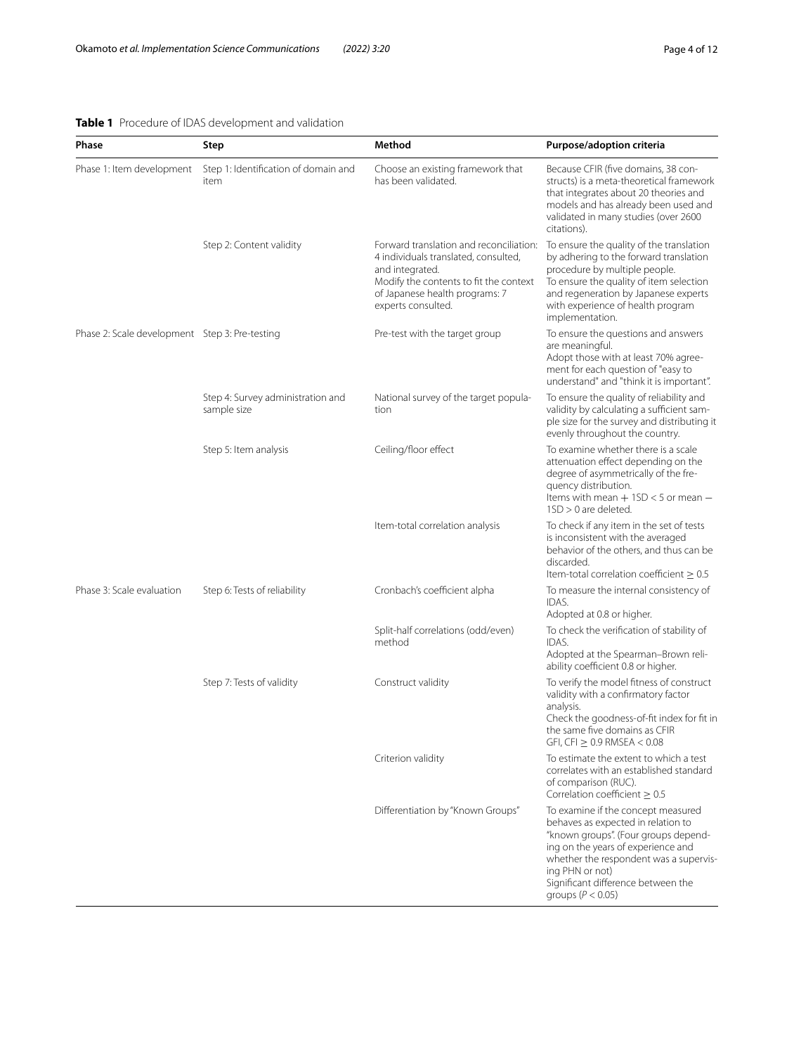**Table 1** Procedure of IDAS development and validation

| Phase | Step | Method | Purpose/adoption criteria |
|---|---|---|---|
| Phase 1: Item development | Step 1: Identification of domain and item | Choose an existing framework that has been validated. | Because CFIR (five domains, 38 constructs) is a meta-theoretical framework that integrates about 20 theories and models and has already been used and validated in many studies (over 2600 citations). |
| | Step 2: Content validity | Forward translation and reconciliation: 4 individuals translated, consulted, and integrated.<br>Modify the contents to fit the context of Japanese health programs: 7 experts consulted. | To ensure the quality of the translation by adhering to the forward translation procedure by multiple people.<br>To ensure the quality of item selection and regeneration by Japanese experts with experience of health program implementation. |
| Phase 2: Scale development | Step 3: Pre-testing | Pre-test with the target group | To ensure the questions and answers are meaningful.<br>Adopt those with at least 70% agreement for each question of "easy to understand" and "think it is important". |
| | Step 4: Survey administration and sample size | National survey of the target population | To ensure the quality of reliability and validity by calculating a sufficient sample size for the survey and distributing it evenly throughout the country. |
| | Step 5: Item analysis | Ceiling/floor effect | To examine whether there is a scale attenuation effect depending on the degree of asymmetrically of the frequency distribution.<br>Items with mean + 1SD < 5 or mean − 1SD > 0 are deleted. |
| | | Item-total correlation analysis | To check if any item in the set of tests is inconsistent with the averaged behavior of the others, and thus can be discarded.<br>Item-total correlation coefficient ≥ 0.5 |
| Phase 3: Scale evaluation | Step 6: Tests of reliability | Cronbach's coefficient alpha | To measure the internal consistency of IDAS.<br>Adopted at 0.8 or higher. |
| | | Split-half correlations (odd/even) method | To check the verification of stability of IDAS.<br>Adopted at the Spearman–Brown reliability coefficient 0.8 or higher. |
| | Step 7: Tests of validity | Construct validity | To verify the model fitness of construct validity with a confirmatory factor analysis.<br>Check the goodness-of-fit index for fit in the same five domains as CFIR<br>GFI, CFI ≥ 0.9 RMSEA < 0.08 |
| | | Criterion validity | To estimate the extent to which a test correlates with an established standard of comparison (RUC).<br>Correlation coefficient ≥ 0.5 |
| | | Differentiation by "Known Groups" | To examine if the concept measured behaves as expected in relation to "known groups". (Four groups depending on the years of experience and whether the respondent was a supervising PHN or not)<br>Significant difference between the groups ($P < 0.05$) |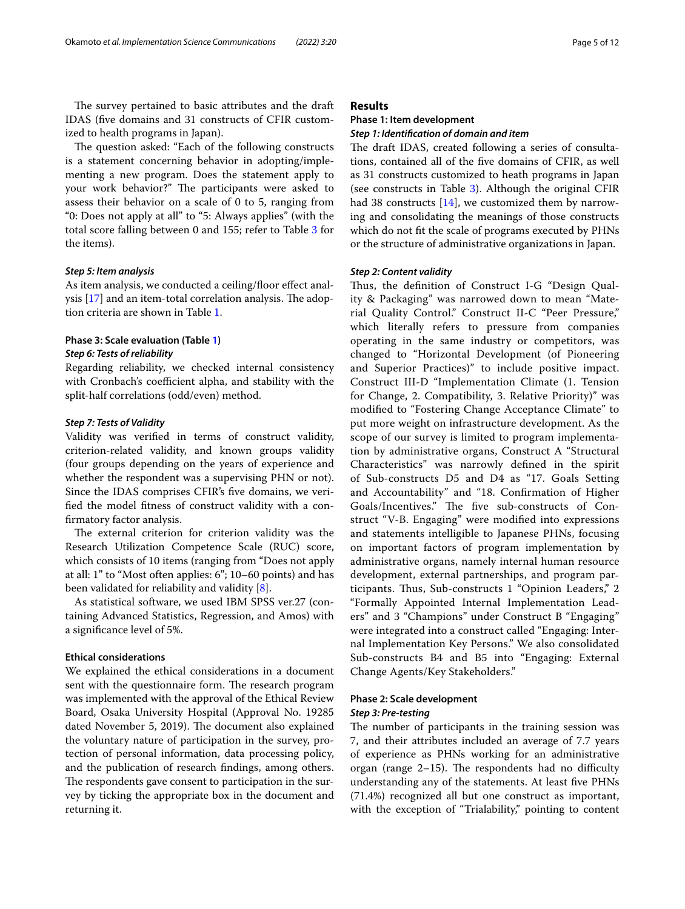The survey pertained to basic attributes and the draft IDAS (five domains and 31 constructs of CFIR customized to health programs in Japan).

The question asked: "Each of the following constructs is a statement concerning behavior in adopting/implementing a new program. Does the statement apply to your work behavior?" The participants were asked to assess their behavior on a scale of 0 to 5, ranging from "0: Does not apply at all" to "5: Always applies" (with the total score falling between 0 and 155; refer to Table 3 for the items).

#### *Step 5: Item analysis*

As item analysis, we conducted a ceiling/floor effect analysis [17] and an item-total correlation analysis. The adoption criteria are shown in Table 1.

### Phase 3: Scale evaluation (Table 1)

#### *Step 6: Tests of reliability*

Regarding reliability, we checked internal consistency with Cronbach's coefficient alpha, and stability with the split-half correlations (odd/even) method.

#### *Step 7: Tests of Validity*

Validity was verified in terms of construct validity, criterion-related validity, and known groups validity (four groups depending on the years of experience and whether the respondent was a supervising PHN or not). Since the IDAS comprises CFIR's five domains, we verified the model fitness of construct validity with a confirmatory factor analysis.

The external criterion for criterion validity was the Research Utilization Competence Scale (RUC) score, which consists of 10 items (ranging from "Does not apply at all: 1" to "Most often applies: 6"; 10–60 points) and has been validated for reliability and validity [8].

As statistical software, we used IBM SPSS ver.27 (containing Advanced Statistics, Regression, and Amos) with a significance level of 5%.

### Ethical considerations

We explained the ethical considerations in a document sent with the questionnaire form. The research program was implemented with the approval of the Ethical Review Board, Osaka University Hospital (Approval No. 19285 dated November 5, 2019). The document also explained the voluntary nature of participation in the survey, protection of personal information, data processing policy, and the publication of research findings, among others. The respondents gave consent to participation in the survey by ticking the appropriate box in the document and returning it.

## Results

### Phase 1: Item development

#### *Step 1: Identification of domain and item*

The draft IDAS, created following a series of consultations, contained all of the five domains of CFIR, as well as 31 constructs customized to heath programs in Japan (see constructs in Table 3). Although the original CFIR had 38 constructs [14], we customized them by narrowing and consolidating the meanings of those constructs which do not fit the scale of programs executed by PHNs or the structure of administrative organizations in Japan.

#### *Step 2: Content validity*

Thus, the definition of Construct I-G "Design Quality & Packaging" was narrowed down to mean "Material Quality Control." Construct II-C "Peer Pressure," which literally refers to pressure from companies operating in the same industry or competitors, was changed to "Horizontal Development (of Pioneering and Superior Practices)" to include positive impact. Construct III-D "Implementation Climate (1. Tension for Change, 2. Compatibility, 3. Relative Priority)" was modified to "Fostering Change Acceptance Climate" to put more weight on infrastructure development. As the scope of our survey is limited to program implementation by administrative organs, Construct A "Structural Characteristics" was narrowly defined in the spirit of Sub-constructs D5 and D4 as "17. Goals Setting and Accountability" and "18. Confirmation of Higher Goals/Incentives." The five sub-constructs of Construct "V-B. Engaging" were modified into expressions and statements intelligible to Japanese PHNs, focusing on important factors of program implementation by administrative organs, namely internal human resource development, external partnerships, and program participants. Thus, Sub-constructs 1 "Opinion Leaders," 2 "Formally Appointed Internal Implementation Leaders" and 3 "Champions" under Construct B "Engaging" were integrated into a construct called "Engaging: Internal Implementation Key Persons." We also consolidated Sub-constructs B4 and B5 into "Engaging: External Change Agents/Key Stakeholders."

### Phase 2: Scale development

#### *Step 3: Pre-testing*

The number of participants in the training session was 7, and their attributes included an average of 7.7 years of experience as PHNs working for an administrative organ (range 2–15). The respondents had no difficulty understanding any of the statements. At least five PHNs (71.4%) recognized all but one construct as important, with the exception of "Trialability," pointing to content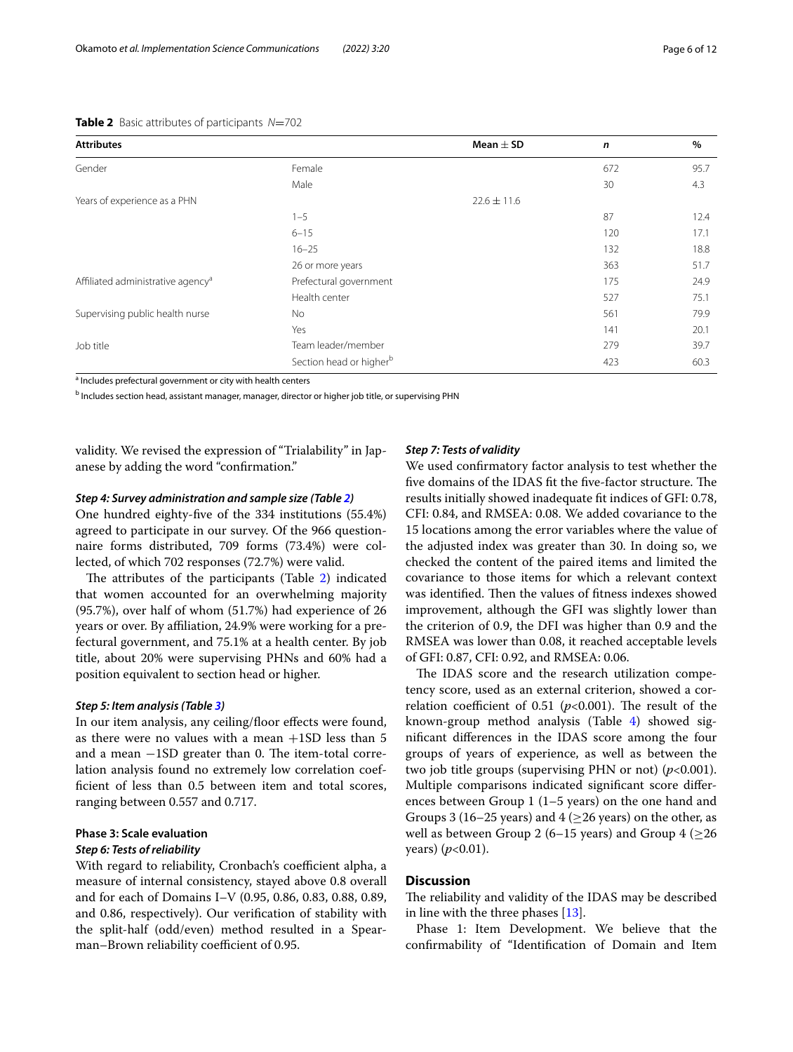**Table 2** Basic attributes of participants $N=702$

| Attributes | | Mean ± SD | *n* | % |
|---|---|---|---|---|
| Gender | Female | | 672 | 95.7 |
| | Male | | 30 | 4.3 |
| Years of experience as a PHN | | 22.6 ± 11.6 | | |
| | 1–5 | | 87 | 12.4 |
| | 6–15 | | 120 | 17.1 |
| | 16–25 | | 132 | 18.8 |
| | 26 or more years | | 363 | 51.7 |
| Affiliated administrative agency[a] | Prefectural government | | 175 | 24.9 |
| | Health center | | 527 | 75.1 |
| Supervising public health nurse | No | | 561 | 79.9 |
| | Yes | | 141 | 20.1 |
| Job title | Team leader/member | | 279 | 39.7 |
| | Section head or higher[b] | | 423 | 60.3 |

[a] Includes prefectural government or city with health centers

[b] Includes section head, assistant manager, manager, director or higher job title, or supervising PHN

validity. We revised the expression of "Trialability" in Japanese by adding the word "confirmation."

#### *Step 4: Survey administration and sample size (Table 2)*

One hundred eighty-five of the 334 institutions (55.4%) agreed to participate in our survey. Of the 966 questionnaire forms distributed, 709 forms (73.4%) were collected, of which 702 responses (72.7%) were valid.

The attributes of the participants (Table 2) indicated that women accounted for an overwhelming majority (95.7%), over half of whom (51.7%) had experience of 26 years or over. By affiliation, 24.9% were working for a prefectural government, and 75.1% at a health center. By job title, about 20% were supervising PHNs and 60% had a position equivalent to section head or higher.

#### *Step 5: Item analysis (Table 3)*

In our item analysis, any ceiling/floor effects were found, as there were no values with a mean +1SD less than 5 and a mean −1SD greater than 0. The item-total correlation analysis found no extremely low correlation coefficient of less than 0.5 between item and total scores, ranging between 0.557 and 0.717.

### Phase 3: Scale evaluation

#### *Step 6: Tests of reliability*

With regard to reliability, Cronbach's coefficient alpha, a measure of internal consistency, stayed above 0.8 overall and for each of Domains I–V (0.95, 0.86, 0.83, 0.88, 0.89, and 0.86, respectively). Our verification of stability with the split-half (odd/even) method resulted in a Spearman–Brown reliability coefficient of 0.95.

#### *Step 7: Tests of validity*

We used confirmatory factor analysis to test whether the five domains of the IDAS fit the five-factor structure. The results initially showed inadequate fit indices of GFI: 0.78, CFI: 0.84, and RMSEA: 0.08. We added covariance to the 15 locations among the error variables where the value of the adjusted index was greater than 30. In doing so, we checked the content of the paired items and limited the covariance to those items for which a relevant context was identified. Then the values of fitness indexes showed improvement, although the GFI was slightly lower than the criterion of 0.9, the DFI was higher than 0.9 and the RMSEA was lower than 0.08, it reached acceptable levels of GFI: 0.87, CFI: 0.92, and RMSEA: 0.06.

The IDAS score and the research utilization competency score, used as an external criterion, showed a correlation coefficient of 0.51 ($p<0.001$). The result of the known-group method analysis (Table 4) showed significant differences in the IDAS score among the four groups of years of experience, as well as between the two job title groups (supervising PHN or not) ($p<0.001$). Multiple comparisons indicated significant score differences between Group 1 (1–5 years) on the one hand and Groups 3 (16–25 years) and 4 (≥26 years) on the other, as well as between Group 2 (6–15 years) and Group 4 (≥26 years) ($p<0.01$).

## Discussion

The reliability and validity of the IDAS may be described in line with the three phases [13].

Phase 1: Item Development. We believe that the confirmability of "Identification of Domain and Item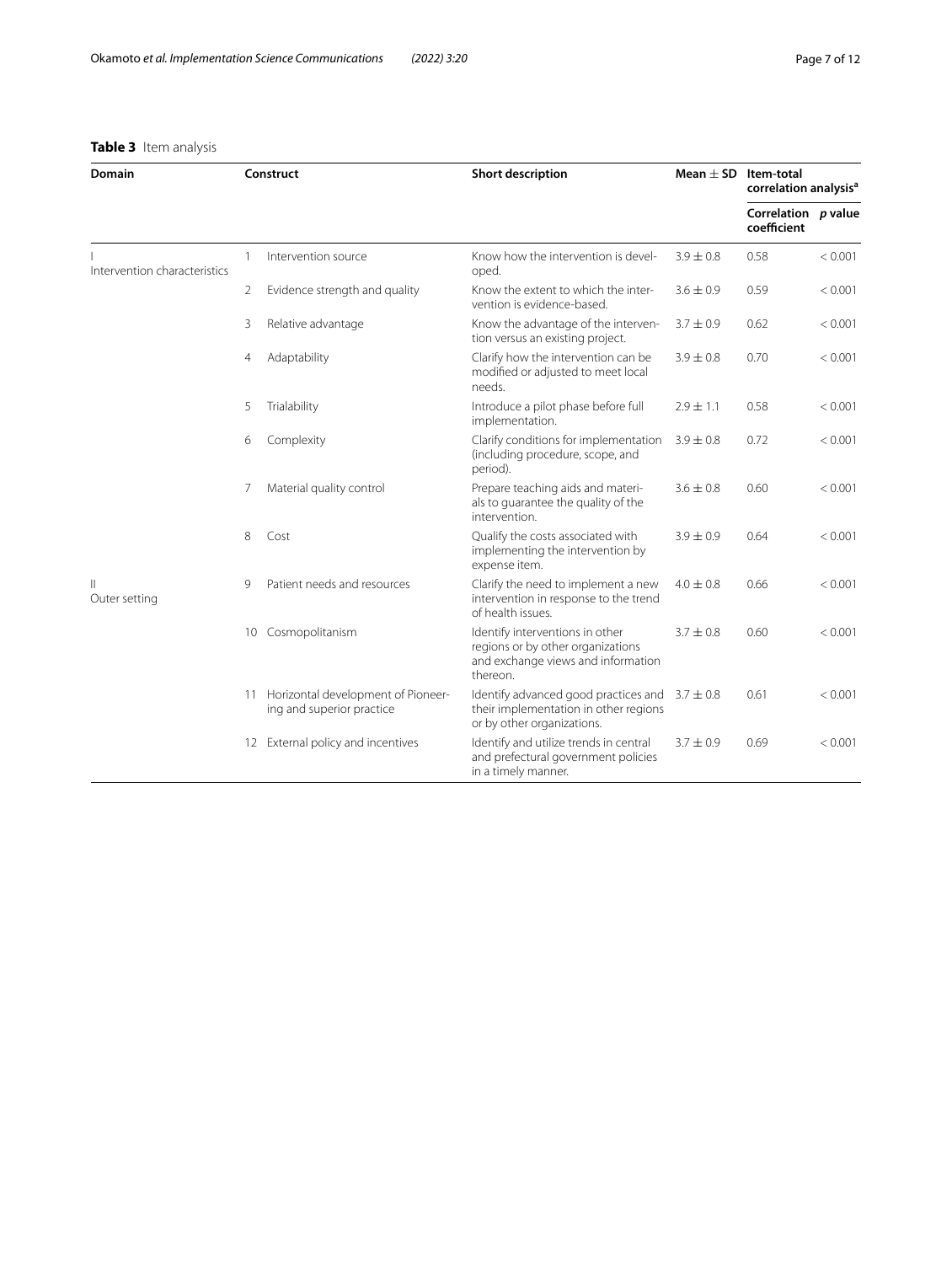**Table 3** Item analysis

| Domain | Construct | | Short description | Mean ± SD | Item-total correlation analysis[a] | |
|---|---|---|---|---|---|---|
| | | | | | Correlation coefficient | *p* value |
| I Intervention characteristics | 1 | Intervention source | Know how the intervention is developed. | 3.9 ± 0.8 | 0.58 | < 0.001 |
| | 2 | Evidence strength and quality | Know the extent to which the intervention is evidence-based. | 3.6 ± 0.9 | 0.59 | < 0.001 |
| | 3 | Relative advantage | Know the advantage of the intervention versus an existing project. | 3.7 ± 0.9 | 0.62 | < 0.001 |
| | 4 | Adaptability | Clarify how the intervention can be modified or adjusted to meet local needs. | 3.9 ± 0.8 | 0.70 | < 0.001 |
| | 5 | Trialability | Introduce a pilot phase before full implementation. | 2.9 ± 1.1 | 0.58 | < 0.001 |
| | 6 | Complexity | Clarify conditions for implementation (including procedure, scope, and period). | 3.9 ± 0.8 | 0.72 | < 0.001 |
| | 7 | Material quality control | Prepare teaching aids and materials to guarantee the quality of the intervention. | 3.6 ± 0.8 | 0.60 | < 0.001 |
| | 8 | Cost | Qualify the costs associated with implementing the intervention by expense item. | 3.9 ± 0.9 | 0.64 | < 0.001 |
| II Outer setting | 9 | Patient needs and resources | Clarify the need to implement a new intervention in response to the trend of health issues. | 4.0 ± 0.8 | 0.66 | < 0.001 |
| | 10 | Cosmopolitanism | Identify interventions in other regions or by other organizations and exchange views and information thereon. | 3.7 ± 0.8 | 0.60 | < 0.001 |
| | 11 | Horizontal development of Pioneering and superior practice | Identify advanced good practices and their implementation in other regions or by other organizations. | 3.7 ± 0.8 | 0.61 | < 0.001 |
| | 12 | External policy and incentives | Identify and utilize trends in central and prefectural government policies in a timely manner. | 3.7 ± 0.9 | 0.69 | < 0.001 |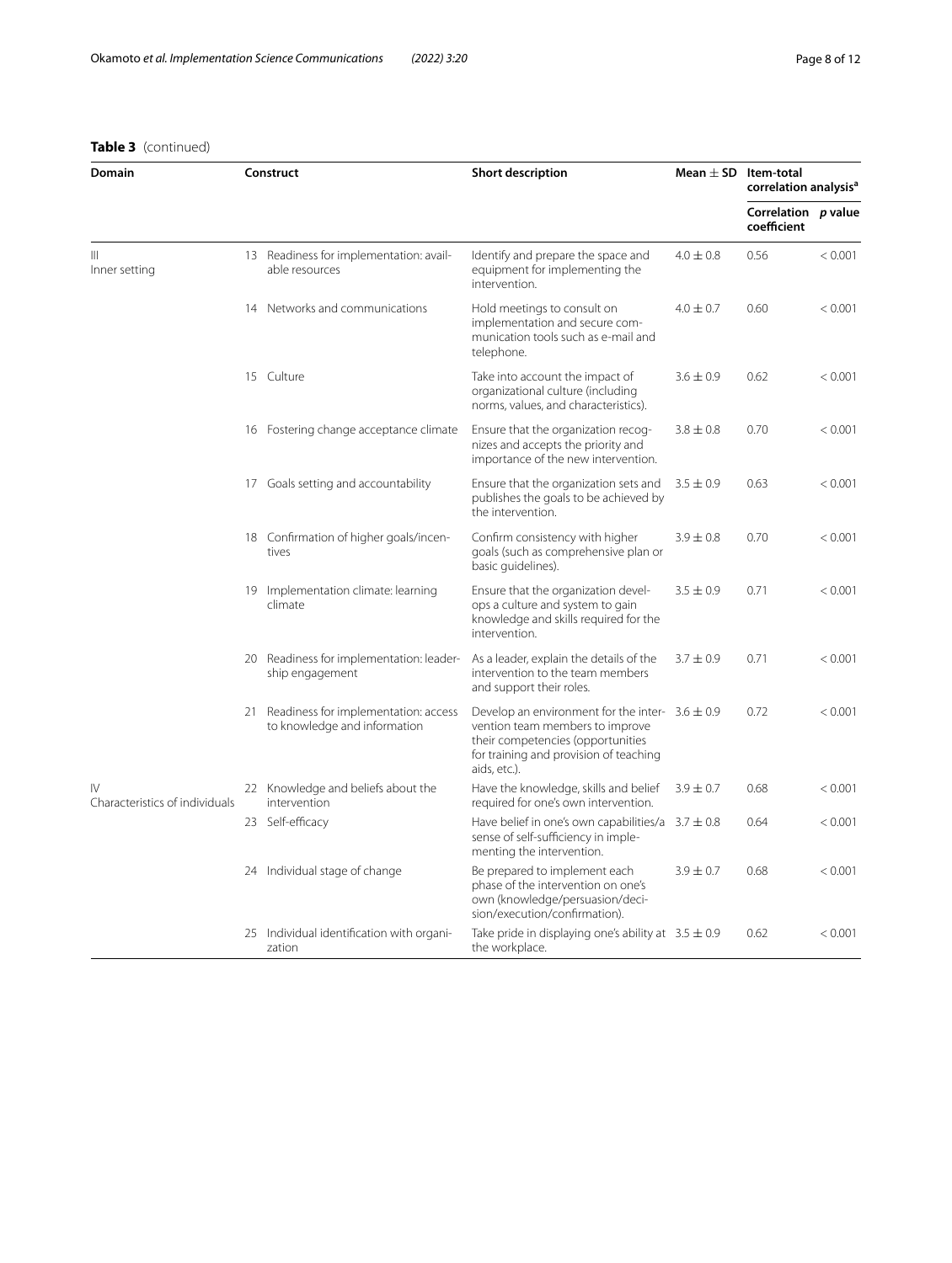**Table 3** (continued)

| Domain | Construct | | Short description | Mean ± SD | Item-total correlation analysis[a] | |
|---|---|---|---|---|---|---|
| | | | | | Correlation coefficient | *p* value |
| III Inner setting | 13 | Readiness for implementation: available resources | Identify and prepare the space and equipment for implementing the intervention. | 4.0 ± 0.8 | 0.56 | < 0.001 |
| | 14 | Networks and communications | Hold meetings to consult on implementation and secure communication tools such as e-mail and telephone. | 4.0 ± 0.7 | 0.60 | < 0.001 |
| | 15 | Culture | Take into account the impact of organizational culture (including norms, values, and characteristics). | 3.6 ± 0.9 | 0.62 | < 0.001 |
| | 16 | Fostering change acceptance climate | Ensure that the organization recognizes and accepts the priority and importance of the new intervention. | 3.8 ± 0.8 | 0.70 | < 0.001 |
| | 17 | Goals setting and accountability | Ensure that the organization sets and publishes the goals to be achieved by the intervention. | 3.5 ± 0.9 | 0.63 | < 0.001 |
| | 18 | Confirmation of higher goals/incentives | Confirm consistency with higher goals (such as comprehensive plan or basic guidelines). | 3.9 ± 0.8 | 0.70 | < 0.001 |
| | 19 | Implementation climate: learning climate | Ensure that the organization develops a culture and system to gain knowledge and skills required for the intervention. | 3.5 ± 0.9 | 0.71 | < 0.001 |
| | 20 | Readiness for implementation: leadership engagement | As a leader, explain the details of the intervention to the team members and support their roles. | 3.7 ± 0.9 | 0.71 | < 0.001 |
| | 21 | Readiness for implementation: access to knowledge and information | Develop an environment for the intervention team members to improve their competencies (opportunities for training and provision of teaching aids, etc.). | 3.6 ± 0.9 | 0.72 | < 0.001 |
| IV Characteristics of individuals | 22 | Knowledge and beliefs about the intervention | Have the knowledge, skills and belief required for one's own intervention. | 3.9 ± 0.7 | 0.68 | < 0.001 |
| | 23 | Self-efficacy | Have belief in one's own capabilities/a sense of self-sufficiency in implementing the intervention. | 3.7 ± 0.8 | 0.64 | < 0.001 |
| | 24 | Individual stage of change | Be prepared to implement each phase of the intervention on one's own (knowledge/persuasion/decision/execution/confirmation). | 3.9 ± 0.7 | 0.68 | < 0.001 |
| | 25 | Individual identification with organization | Take pride in displaying one's ability at the workplace. | 3.5 ± 0.9 | 0.62 | < 0.001 |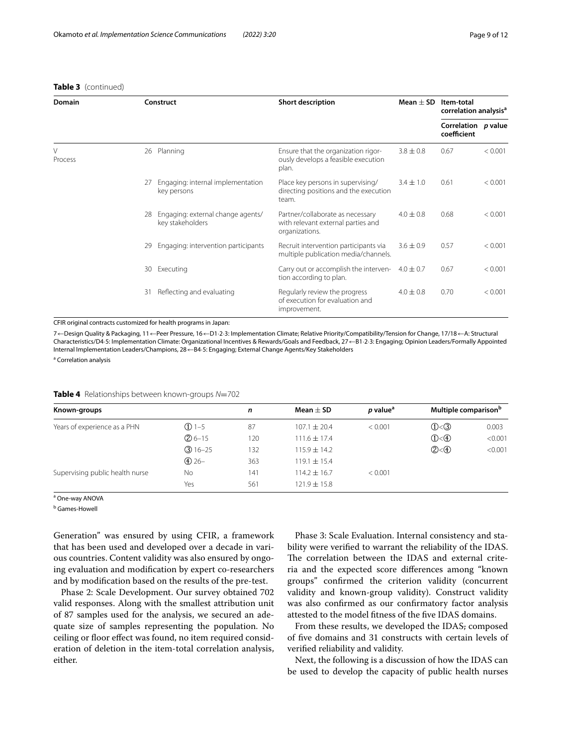**Table 3** (continued)

| Domain | Construct | | Short description | Mean ± SD | Item-total correlation analysis[a] | |
|---|---|---|---|---|---|---|
| | | | | | Correlation coefficient | *p* value |
| V Process | 26 | Planning | Ensure that the organization rigorously develops a feasible execution plan. | 3.8 ± 0.8 | 0.67 | < 0.001 |
| | 27 | Engaging: internal implementation key persons | Place key persons in supervising/directing positions and the execution team. | 3.4 ± 1.0 | 0.61 | < 0.001 |
| | 28 | Engaging: external change agents/key stakeholders | Partner/collaborate as necessary with relevant external parties and organizations. | 4.0 ± 0.8 | 0.68 | < 0.001 |
| | 29 | Engaging: intervention participants | Recruit intervention participants via multiple publication media/channels. | 3.6 ± 0.9 | 0.57 | < 0.001 |
| | 30 | Executing | Carry out or accomplish the intervention according to plan. | 4.0 ± 0.7 | 0.67 | < 0.001 |
| | 31 | Reflecting and evaluating | Regularly review the progress of execution for evaluation and improvement. | 4.0 ± 0.8 | 0.70 | < 0.001 |

CFIR original contracts customized for health programs in Japan:

7←Design Quality & Packaging, 11←Peer Pressure, 16←D1·2·3: Implementation Climate; Relative Priority/Compatibility/Tension for Change, 17/18←A: Structural Characteristics/D4·5: Implementation Climate: Organizational Incentives & Rewards/Goals and Feedback, 27←B1·2·3: Engaging; Opinion Leaders/Formally Appointed Internal Implementation Leaders/Champions, 28←B4·5: Engaging; External Change Agents/Key Stakeholders

[a] Correlation analysis

**Table 4** Relationships between known-groups *N*=702

| Known-groups | | *n* | Mean ± SD | *p* value[a] | Multiple comparison[b] | |
|---|---|---|---|---|---|---|
| Years of experience as a PHN | ① 1–5 | 87 | 107.1 ± 20.4 | < 0.001 | ①<③ | 0.003 |
| | ② 6–15 | 120 | 111.6 ± 17.4 | | ①<④ | <0.001 |
| | ③ 16–25 | 132 | 115.9 ± 14.2 | | ②<④ | <0.001 |
| | ④ 26– | 363 | 119.1 ± 15.4 | | | |
| Supervising public health nurse | No | 141 | 114.2 ± 16.7 | < 0.001 | | |
| | Yes | 561 | 121.9 ± 15.8 | | | |

[a] One-way ANOVA

[b] Games-Howell

Generation" was ensured by using CFIR, a framework that has been used and developed over a decade in various countries. Content validity was also ensured by ongoing evaluation and modification by expert co-researchers and by modification based on the results of the pre-test.

Phase 2: Scale Development. Our survey obtained 702 valid responses. Along with the smallest attribution unit of 87 samples used for the analysis, we secured an adequate size of samples representing the population. No ceiling or floor effect was found, no item required consideration of deletion in the item-total correlation analysis, either.

Phase 3: Scale Evaluation. Internal consistency and stability were verified to warrant the reliability of the IDAS. The correlation between the IDAS and external criteria and the expected score differences among "known groups" confirmed the criterion validity (concurrent validity and known-group validity). Construct validity was also confirmed as our confirmatory factor analysis attested to the model fitness of the five IDAS domains.

From these results, we developed the IDAS, composed of five domains and 31 constructs with certain levels of verified reliability and validity.

Next, the following is a discussion of how the IDAS can be used to develop the capacity of public health nurses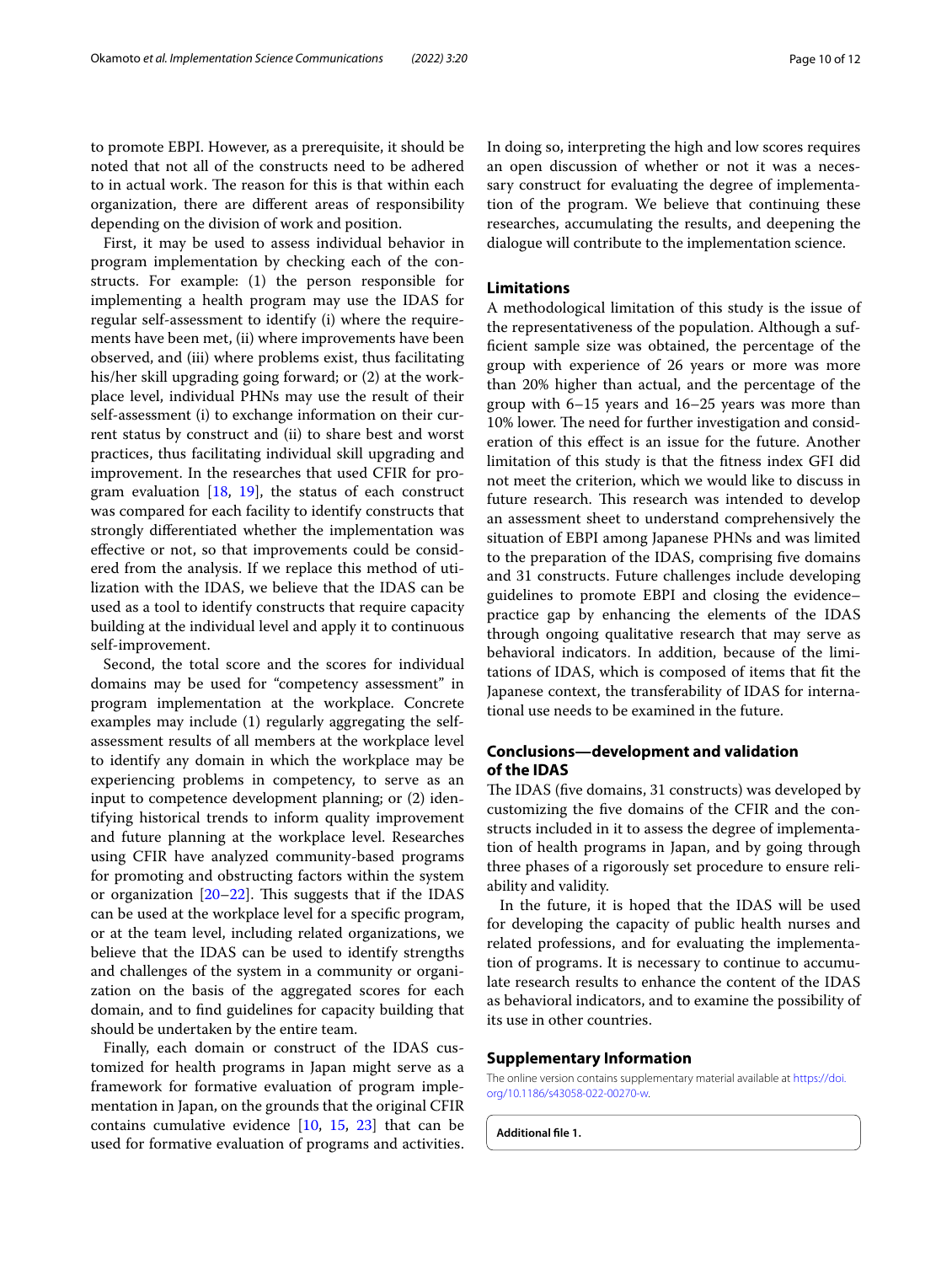to promote EBPI. However, as a prerequisite, it should be noted that not all of the constructs need to be adhered to in actual work. The reason for this is that within each organization, there are different areas of responsibility depending on the division of work and position.

First, it may be used to assess individual behavior in program implementation by checking each of the constructs. For example: (1) the person responsible for implementing a health program may use the IDAS for regular self-assessment to identify (i) where the requirements have been met, (ii) where improvements have been observed, and (iii) where problems exist, thus facilitating his/her skill upgrading going forward; or (2) at the workplace level, individual PHNs may use the result of their self-assessment (i) to exchange information on their current status by construct and (ii) to share best and worst practices, thus facilitating individual skill upgrading and improvement. In the researches that used CFIR for program evaluation [18, 19], the status of each construct was compared for each facility to identify constructs that strongly differentiated whether the implementation was effective or not, so that improvements could be considered from the analysis. If we replace this method of utilization with the IDAS, we believe that the IDAS can be used as a tool to identify constructs that require capacity building at the individual level and apply it to continuous self-improvement.

Second, the total score and the scores for individual domains may be used for "competency assessment" in program implementation at the workplace. Concrete examples may include (1) regularly aggregating the self-assessment results of all members at the workplace level to identify any domain in which the workplace may be experiencing problems in competency, to serve as an input to competence development planning; or (2) identifying historical trends to inform quality improvement and future planning at the workplace level. Researches using CFIR have analyzed community-based programs for promoting and obstructing factors within the system or organization [20–22]. This suggests that if the IDAS can be used at the workplace level for a specific program, or at the team level, including related organizations, we believe that the IDAS can be used to identify strengths and challenges of the system in a community or organization on the basis of the aggregated scores for each domain, and to find guidelines for capacity building that should be undertaken by the entire team.

Finally, each domain or construct of the IDAS customized for health programs in Japan might serve as a framework for formative evaluation of program implementation in Japan, on the grounds that the original CFIR contains cumulative evidence [10, 15, 23] that can be used for formative evaluation of programs and activities. In doing so, interpreting the high and low scores requires an open discussion of whether or not it was a necessary construct for evaluating the degree of implementation of the program. We believe that continuing these researches, accumulating the results, and deepening the dialogue will contribute to the implementation science.

## Limitations

A methodological limitation of this study is the issue of the representativeness of the population. Although a sufficient sample size was obtained, the percentage of the group with experience of 26 years or more was more than 20% higher than actual, and the percentage of the group with 6–15 years and 16–25 years was more than 10% lower. The need for further investigation and consideration of this effect is an issue for the future. Another limitation of this study is that the fitness index GFI did not meet the criterion, which we would like to discuss in future research. This research was intended to develop an assessment sheet to understand comprehensively the situation of EBPI among Japanese PHNs and was limited to the preparation of the IDAS, comprising five domains and 31 constructs. Future challenges include developing guidelines to promote EBPI and closing the evidence–practice gap by enhancing the elements of the IDAS through ongoing qualitative research that may serve as behavioral indicators. In addition, because of the limitations of IDAS, which is composed of items that fit the Japanese context, the transferability of IDAS for international use needs to be examined in the future.

## Conclusions—development and validation of the IDAS

The IDAS (five domains, 31 constructs) was developed by customizing the five domains of the CFIR and the constructs included in it to assess the degree of implementation of health programs in Japan, and by going through three phases of a rigorously set procedure to ensure reliability and validity.

In the future, it is hoped that the IDAS will be used for developing the capacity of public health nurses and related professions, and for evaluating the implementation of programs. It is necessary to continue to accumulate research results to enhance the content of the IDAS as behavioral indicators, and to examine the possibility of its use in other countries.

## Supplementary Information

The online version contains supplementary material available at https://doi.org/10.1186/s43058-022-00270-w.

**Additional file 1.**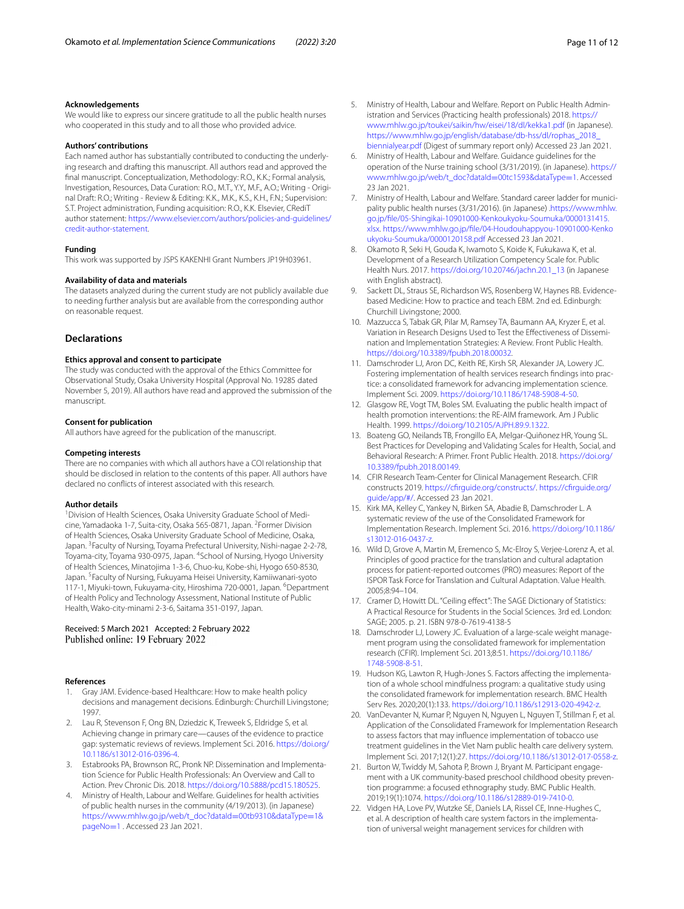#### Acknowledgements

We would like to express our sincere gratitude to all the public health nurses who cooperated in this study and to all those who provided advice.

#### Authors' contributions

Each named author has substantially contributed to conducting the underlying research and drafting this manuscript. All authors read and approved the final manuscript. Conceptualization, Methodology: R.O., K.K.; Formal analysis, Investigation, Resources, Data Curation: R.O., M.T., Y.Y., M.F., A.O.; Writing - Original Draft: R.O.; Writing - Review & Editing: K.K., M.K., K.S., K.H., F.N.; Supervision: S.T. Project administration, Funding acquisition: R.O., K.K. Elsevier, CRediT author statement: https://www.elsevier.com/authors/policies-and-guidelines/credit-author-statement.

#### Funding

This work was supported by JSPS KAKENHI Grant Numbers JP19H03961.

#### Availability of data and materials

The datasets analyzed during the current study are not publicly available due to needing further analysis but are available from the corresponding author on reasonable request.

## Declarations

#### Ethics approval and consent to participate

The study was conducted with the approval of the Ethics Committee for Observational Study, Osaka University Hospital (Approval No. 19285 dated November 5, 2019). All authors have read and approved the submission of the manuscript.

#### Consent for publication

All authors have agreed for the publication of the manuscript.

#### Competing interests

There are no companies with which all authors have a COI relationship that should be disclosed in relation to the contents of this paper. All authors have declared no conflicts of interest associated with this research.

#### Author details

[1]Division of Health Sciences, Osaka University Graduate School of Medicine, Yamadaoka 1-7, Suita-city, Osaka 565-0871, Japan. [2]Former Division of Health Sciences, Osaka University Graduate School of Medicine, Osaka, Japan. [3]Faculty of Nursing, Toyama Prefectural University, Nishi-nagae 2-2-78, Toyama-city, Toyama 930-0975, Japan. [4]School of Nursing, Hyogo University of Health Sciences, Minatojima 1-3-6, Chuo-ku, Kobe-shi, Hyogo 650-8530, Japan. [5]Faculty of Nursing, Fukuyama Heisei University, Kamiiwanari-syoto 117-1, Miyuki-town, Fukuyama-city, Hiroshima 720-0001, Japan. [6]Department of Health Policy and Technology Assessment, National Institute of Public Health, Wako-city-minami 2-3-6, Saitama 351-0197, Japan.

Received: 5 March 2021 Accepted: 2 February 2022
Published online: 19 February 2022

#### References

1. Gray JAM. Evidence-based Healthcare: How to make health policy decisions and management decisions. Edinburgh: Churchill Livingstone; 1997.
2. Lau R, Stevenson F, Ong BN, Dziedzic K, Treweek S, Eldridge S, et al. Achieving change in primary care—causes of the evidence to practice gap: systematic reviews of reviews. Implement Sci. 2016. https://doi.org/10.1186/s13012-016-0396-4.
3. Estabrooks PA, Brownson RC, Pronk NP. Dissemination and Implementation Science for Public Health Professionals: An Overview and Call to Action. Prev Chronic Dis. 2018. https://doi.org/10.5888/pcd15.180525.
4. Ministry of Health, Labour and Welfare. Guidelines for health activities of public health nurses in the community (4/19/2013). (in Japanese) https://www.mhlw.go.jp/web/t_doc?dataId=00tb9310&dataType=1&pageNo=1 . Accessed 23 Jan 2021.
5. Ministry of Health, Labour and Welfare. Report on Public Health Administration and Services (Practicing health professionals) 2018. https://www.mhlw.go.jp/toukei/saikin/hw/eisei/18/dl/kekka1.pdf (in Japanese). https://www.mhlw.go.jp/english/database/db-hss/dl/rophas_2018_biennialyear.pdf (Digest of summary report only) Accessed 23 Jan 2021.
6. Ministry of Health, Labour and Welfare. Guidance guidelines for the operation of the Nurse training school (3/31/2019). (in Japanese). https://www.mhlw.go.jp/web/t_doc?dataId=00tc1593&dataType=1. Accessed 23 Jan 2021.
7. Ministry of Health, Labour and Welfare. Standard career ladder for municipality public health nurses (3/31/2016). (in Japanese) .https://www.mhlw.go.jp/file/05-Shingikai-10901000-Kenkoukyoku-Soumuka/0000131415.xlsx. https://www.mhlw.go.jp/file/04-Houdouhappyou-10901000-Kenkoukyoku-Soumuka/0000120158.pdf Accessed 23 Jan 2021.
8. Okamoto R, Seki H, Gouda K, Iwamoto S, Koide K, Fukukawa K, et al. Development of a Research Utilization Competency Scale for. Public Health Nurs. 2017. https://doi.org/10.20746/jachn.20.1_13 (in Japanese with English abstract).
9. Sackett DL, Straus SE, Richardson WS, Rosenberg W, Haynes RB. Evidence-based Medicine: How to practice and teach EBM. 2nd ed. Edinburgh: Churchill Livingstone; 2000.
10. Mazzucca S, Tabak GR, Pilar M, Ramsey TA, Baumann AA, Kryzer E, et al. Variation in Research Designs Used to Test the Effectiveness of Dissemination and Implementation Strategies: A Review. Front Public Health. https://doi.org/10.3389/fpubh.2018.00032.
11. Damschroder LJ, Aron DC, Keith RE, Kirsh SR, Alexander JA, Lowery JC. Fostering implementation of health services research findings into practice: a consolidated framework for advancing implementation science. Implement Sci. 2009. https://doi.org/10.1186/1748-5908-4-50.
12. Glasgow RE, Vogt TM, Boles SM. Evaluating the public health impact of health promotion interventions: the RE-AIM framework. Am J Public Health. 1999. https://doi.org/10.2105/AJPH.89.9.1322.
13. Boateng GO, Neilands TB, Frongillo EA, Melgar-Quiñonez HR, Young SL. Best Practices for Developing and Validating Scales for Health, Social, and Behavioral Research: A Primer. Front Public Health. 2018. https://doi.org/10.3389/fpubh.2018.00149.
14. CFIR Research Team-Center for Clinical Management Research. CFIR constructs 2019. https://cfirguide.org/constructs/. https://cfirguide.org/guide/app/#/. Accessed 23 Jan 2021.
15. Kirk MA, Kelley C, Yankey N, Birken SA, Abadie B, Damschroder L. A systematic review of the use of the Consolidated Framework for Implementation Research. Implement Sci. 2016. https://doi.org/10.1186/s13012-016-0437-z.
16. Wild D, Grove A, Martin M, Eremenco S, Mc-Elroy S, Verjee-Lorenz A, et al. Principles of good practice for the translation and cultural adaptation process for patient-reported outcomes (PRO) measures: Report of the ISPOR Task Force for Translation and Cultural Adaptation. Value Health. 2005;8:94–104.
17. Cramer D, Howitt DL. "Ceiling effect": The SAGE Dictionary of Statistics: A Practical Resource for Students in the Social Sciences. 3rd ed. London: SAGE; 2005. p. 21. ISBN 978-0-7619-4138-5
18. Damschroder LJ, Lowery JC. Evaluation of a large-scale weight management program using the consolidated framework for implementation research (CFIR). Implement Sci. 2013;8:51. https://doi.org/10.1186/1748-5908-8-51.
19. Hudson KG, Lawton R, Hugh-Jones S. Factors affecting the implementation of a whole school mindfulness program: a qualitative study using the consolidated framework for implementation research. BMC Health Serv Res. 2020;20(1):133. https://doi.org/10.1186/s12913-020-4942-z.
20. VanDevanter N, Kumar P, Nguyen N, Nguyen L, Nguyen T, Stillman F, et al. Application of the Consolidated Framework for Implementation Research to assess factors that may influence implementation of tobacco use treatment guidelines in the Viet Nam public health care delivery system. Implement Sci. 2017;12(1):27. https://doi.org/10.1186/s13012-017-0558-z.
21. Burton W, Twiddy M, Sahota P, Brown J, Bryant M. Participant engagement with a UK community-based preschool childhood obesity prevention programme: a focused ethnography study. BMC Public Health. 2019;19(1):1074. https://doi.org/10.1186/s12889-019-7410-0.
22. Vidgen HA, Love PV, Wutzke SE, Daniels LA, Rissel CE, Inne-Hughes C, et al. A description of health care system factors in the implementation of universal weight management services for children with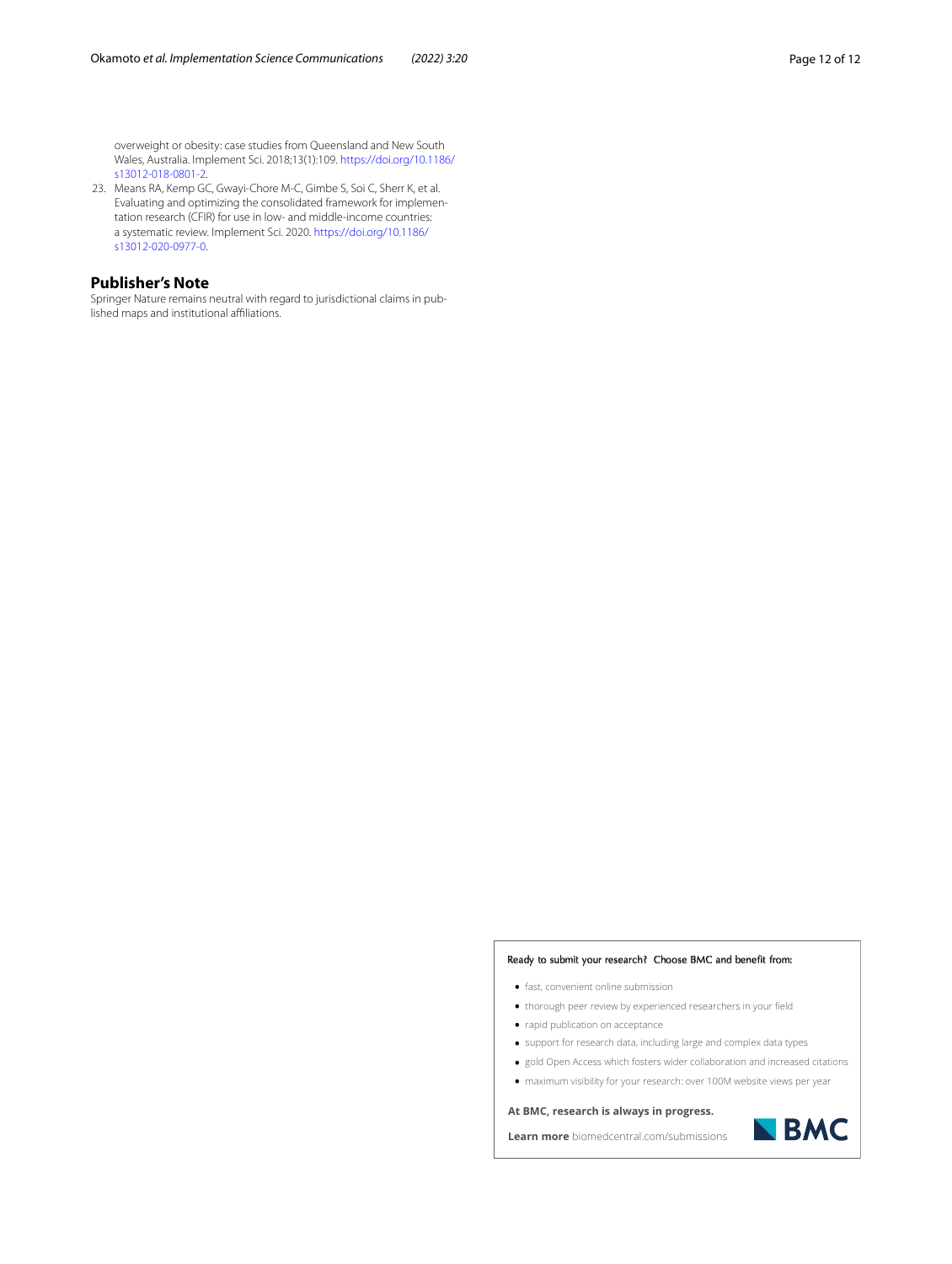overweight or obesity: case studies from Queensland and New South Wales, Australia. Implement Sci. 2018;13(1):109. https://doi.org/10.1186/s13012-018-0801-2.

23. Means RA, Kemp GC, Gwayi-Chore M-C, Gimbe S, Soi C, Sherr K, et al. Evaluating and optimizing the consolidated framework for implementation research (CFIR) for use in low- and middle-income countries: a systematic review. Implement Sci. 2020. https://doi.org/10.1186/s13012-020-0977-0.

## Publisher's Note

Springer Nature remains neutral with regard to jurisdictional claims in published maps and institutional affiliations.

Ready to submit your research? Choose BMC and benefit from:

- fast, convenient online submission
- thorough peer review by experienced researchers in your field
- rapid publication on acceptance
- support for research data, including large and complex data types
- gold Open Access which fosters wider collaboration and increased citations
- maximum visibility for your research: over 100M website views per year

**At BMC, research is always in progress.**

**Learn more** biomedcentral.com/submissions

BMC